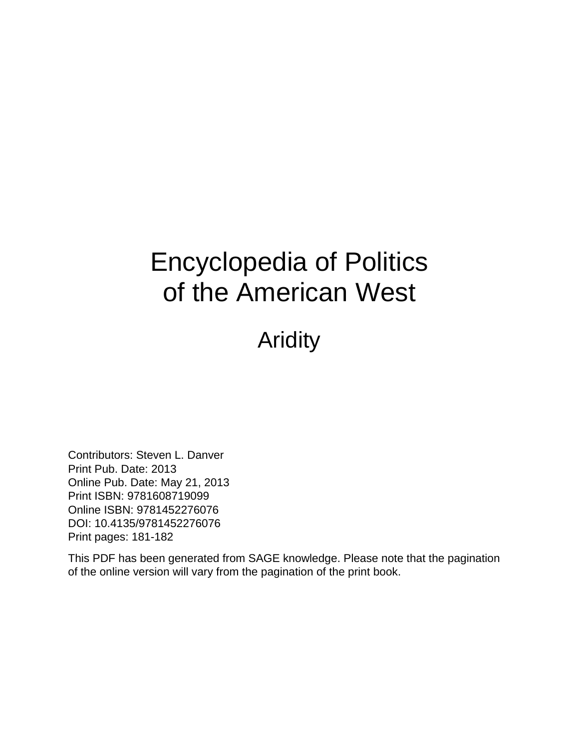# Encyclopedia of Politics of the American West

## Aridity

Contributors: Steven L. Danver
Print Pub. Date: 2013
Online Pub. Date: May 21, 2013
Print ISBN: 9781608719099
Online ISBN: 9781452276076
DOI: 10.4135/9781452276076
Print pages: 181-182

This PDF has been generated from SAGE knowledge. Please note that the pagination of the online version will vary from the pagination of the print book.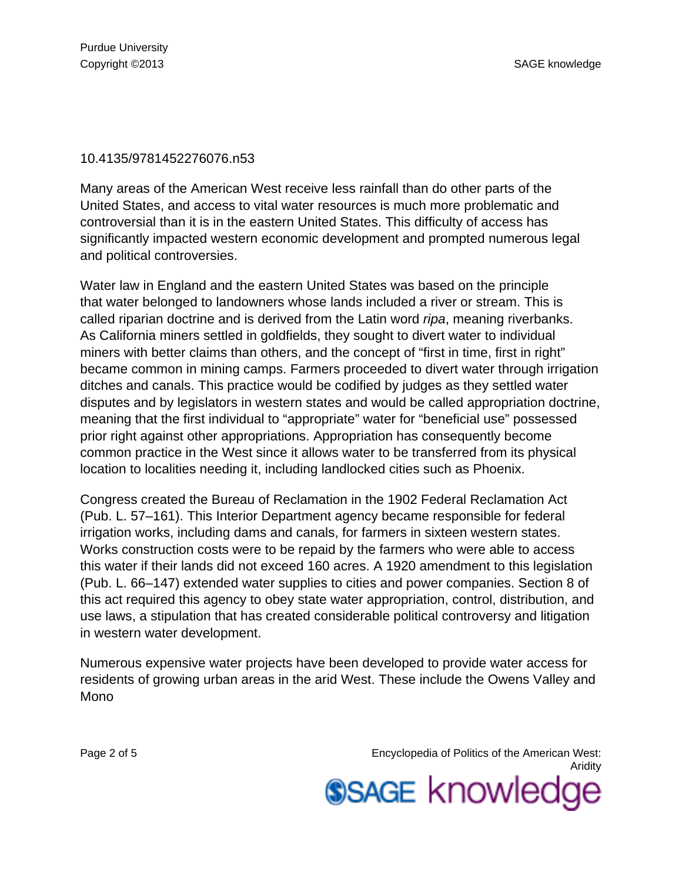10.4135/9781452276076.n53

Many areas of the American West receive less rainfall than do other parts of the United States, and access to vital water resources is much more problematic and controversial than it is in the eastern United States. This difficulty of access has significantly impacted western economic development and prompted numerous legal and political controversies.

Water law in England and the eastern United States was based on the principle that water belonged to landowners whose lands included a river or stream. This is called riparian doctrine and is derived from the Latin word *ripa*, meaning riverbanks. As California miners settled in goldfields, they sought to divert water to individual miners with better claims than others, and the concept of "first in time, first in right" became common in mining camps. Farmers proceeded to divert water through irrigation ditches and canals. This practice would be codified by judges as they settled water disputes and by legislators in western states and would be called appropriation doctrine, meaning that the first individual to "appropriate" water for "beneficial use" possessed prior right against other appropriations. Appropriation has consequently become common practice in the West since it allows water to be transferred from its physical location to localities needing it, including landlocked cities such as Phoenix.

Congress created the Bureau of Reclamation in the 1902 Federal Reclamation Act (Pub. L. 57–161). This Interior Department agency became responsible for federal irrigation works, including dams and canals, for farmers in sixteen western states. Works construction costs were to be repaid by the farmers who were able to access this water if their lands did not exceed 160 acres. A 1920 amendment to this legislation (Pub. L. 66–147) extended water supplies to cities and power companies. Section 8 of this act required this agency to obey state water appropriation, control, distribution, and use laws, a stipulation that has created considerable political controversy and litigation in western water development.

Numerous expensive water projects have been developed to provide water access for residents of growing urban areas in the arid West. These include the Owens Valley and Mono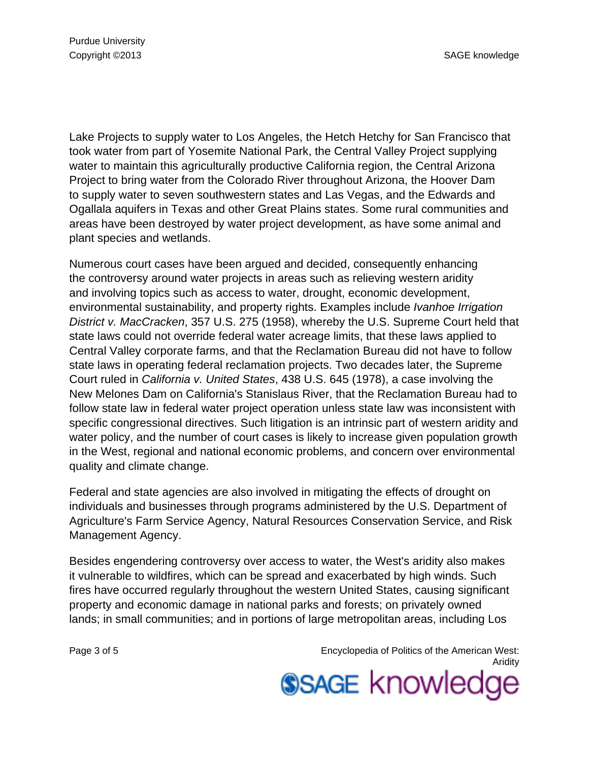Lake Projects to supply water to Los Angeles, the Hetch Hetchy for San Francisco that took water from part of Yosemite National Park, the Central Valley Project supplying water to maintain this agriculturally productive California region, the Central Arizona Project to bring water from the Colorado River throughout Arizona, the Hoover Dam to supply water to seven southwestern states and Las Vegas, and the Edwards and Ogallala aquifers in Texas and other Great Plains states. Some rural communities and areas have been destroyed by water project development, as have some animal and plant species and wetlands.

Numerous court cases have been argued and decided, consequently enhancing the controversy around water projects in areas such as relieving western aridity and involving topics such as access to water, drought, economic development, environmental sustainability, and property rights. Examples include *Ivanhoe Irrigation District v. MacCracken*, 357 U.S. 275 (1958), whereby the U.S. Supreme Court held that state laws could not override federal water acreage limits, that these laws applied to Central Valley corporate farms, and that the Reclamation Bureau did not have to follow state laws in operating federal reclamation projects. Two decades later, the Supreme Court ruled in *California v. United States*, 438 U.S. 645 (1978), a case involving the New Melones Dam on California's Stanislaus River, that the Reclamation Bureau had to follow state law in federal water project operation unless state law was inconsistent with specific congressional directives. Such litigation is an intrinsic part of western aridity and water policy, and the number of court cases is likely to increase given population growth in the West, regional and national economic problems, and concern over environmental quality and climate change.

Federal and state agencies are also involved in mitigating the effects of drought on individuals and businesses through programs administered by the U.S. Department of Agriculture's Farm Service Agency, Natural Resources Conservation Service, and Risk Management Agency.

Besides engendering controversy over access to water, the West's aridity also makes it vulnerable to wildfires, which can be spread and exacerbated by high winds. Such fires have occurred regularly throughout the western United States, causing significant property and economic damage in national parks and forests; on privately owned lands; in small communities; and in portions of large metropolitan areas, including Los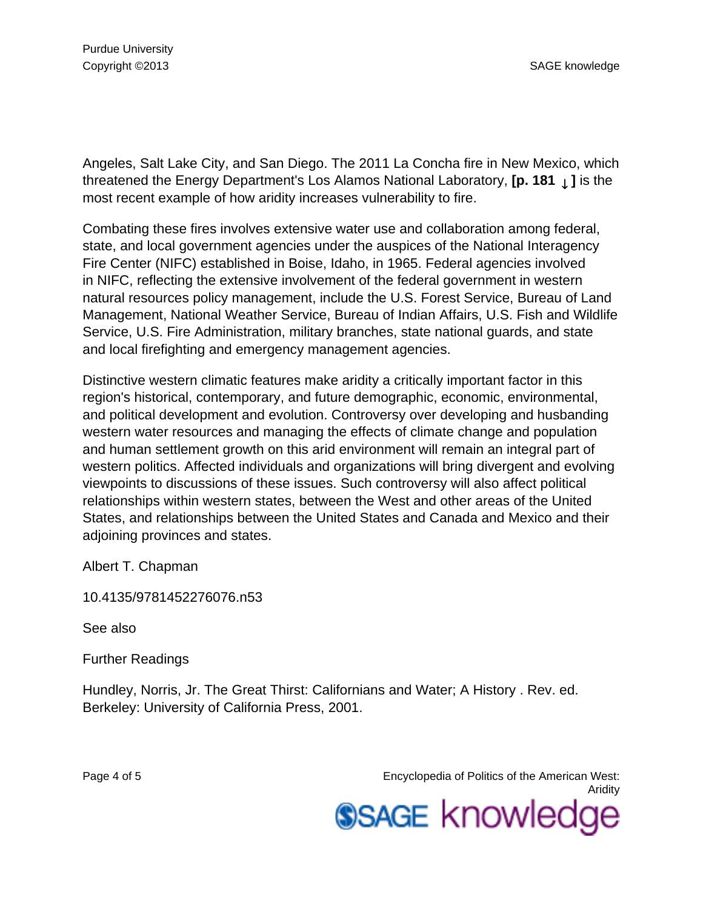Angeles, Salt Lake City, and San Diego. The 2011 La Concha fire in New Mexico, which threatened the Energy Department's Los Alamos National Laboratory, **[p. 181 ↓ ]** is the most recent example of how aridity increases vulnerability to fire.

Combating these fires involves extensive water use and collaboration among federal, state, and local government agencies under the auspices of the National Interagency Fire Center (NIFC) established in Boise, Idaho, in 1965. Federal agencies involved in NIFC, reflecting the extensive involvement of the federal government in western natural resources policy management, include the U.S. Forest Service, Bureau of Land Management, National Weather Service, Bureau of Indian Affairs, U.S. Fish and Wildlife Service, U.S. Fire Administration, military branches, state national guards, and state and local firefighting and emergency management agencies.

Distinctive western climatic features make aridity a critically important factor in this region's historical, contemporary, and future demographic, economic, environmental, and political development and evolution. Controversy over developing and husbanding western water resources and managing the effects of climate change and population and human settlement growth on this arid environment will remain an integral part of western politics. Affected individuals and organizations will bring divergent and evolving viewpoints to discussions of these issues. Such controversy will also affect political relationships within western states, between the West and other areas of the United States, and relationships between the United States and Canada and Mexico and their adjoining provinces and states.

Albert T. Chapman

10.4135/9781452276076.n53

See also

Further Readings

Hundley, Norris, Jr. The Great Thirst: Californians and Water; A History . Rev. ed. Berkeley: University of California Press, 2001.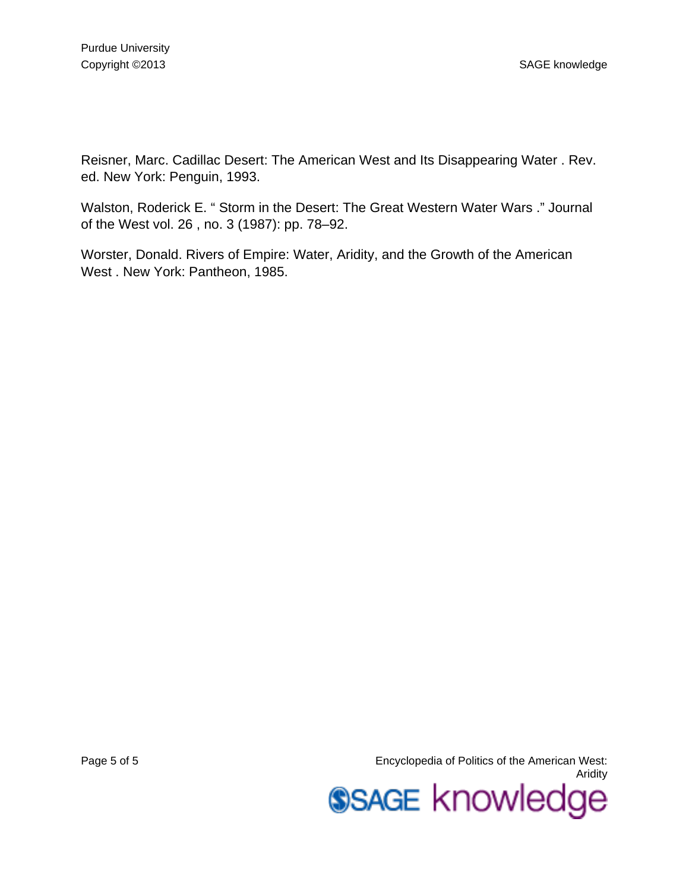Reisner, Marc. Cadillac Desert: The American West and Its Disappearing Water . Rev. ed. New York: Penguin, 1993.

Walston, Roderick E. " Storm in the Desert: The Great Western Water Wars ." Journal of the West vol. 26 , no. 3 (1987): pp. 78–92.

Worster, Donald. Rivers of Empire: Water, Aridity, and the Growth of the American West . New York: Pantheon, 1985.